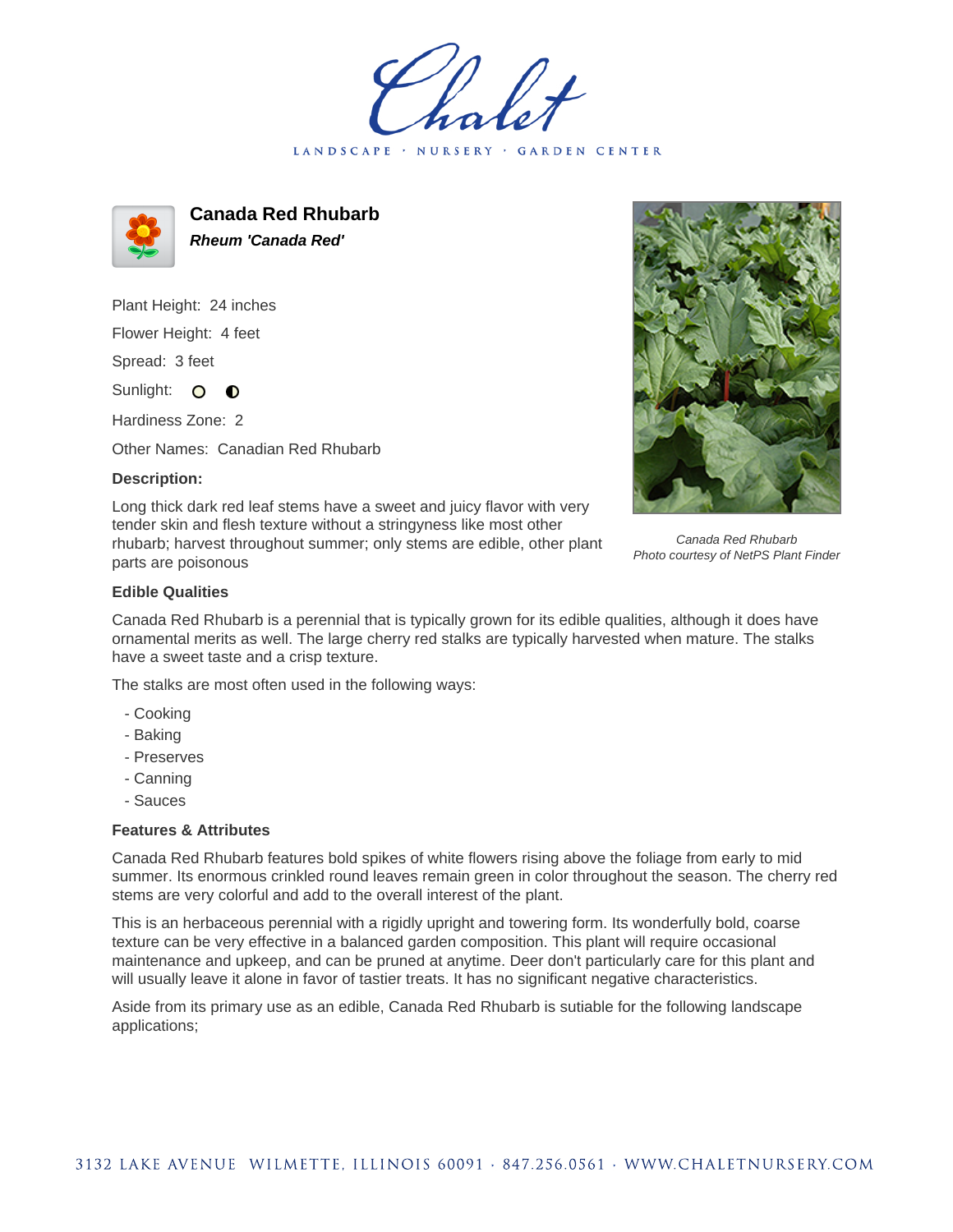# Canada Red Rhubarb

***Rheum 'Canada Red'***

Plant Height: 24 inches

Flower Height: 4 feet

Spread: 3 feet

Sunlight:

Hardiness Zone: 2

Other Names: Canadian Red Rhubarb

**Description:**

Long thick dark red leaf stems have a sweet and juicy flavor with very tender skin and flesh texture without a stringyness like most other rhubarb; harvest throughout summer; only stems are edible, other plant parts are poisonous

*Canada Red Rhubarb*
*Photo courtesy of NetPS Plant Finder*

### Edible Qualities

Canada Red Rhubarb is a perennial that is typically grown for its edible qualities, although it does have ornamental merits as well. The large cherry red stalks are typically harvested when mature. The stalks have a sweet taste and a crisp texture.

The stalks are most often used in the following ways:

- Cooking
- Baking
- Preserves
- Canning
- Sauces

### Features & Attributes

Canada Red Rhubarb features bold spikes of white flowers rising above the foliage from early to mid summer. Its enormous crinkled round leaves remain green in color throughout the season. The cherry red stems are very colorful and add to the overall interest of the plant.

This is an herbaceous perennial with a rigidly upright and towering form. Its wonderfully bold, coarse texture can be very effective in a balanced garden composition. This plant will require occasional maintenance and upkeep, and can be pruned at anytime. Deer don't particularly care for this plant and will usually leave it alone in favor of tastier treats. It has no significant negative characteristics.

Aside from its primary use as an edible, Canada Red Rhubarb is sutiable for the following landscape applications;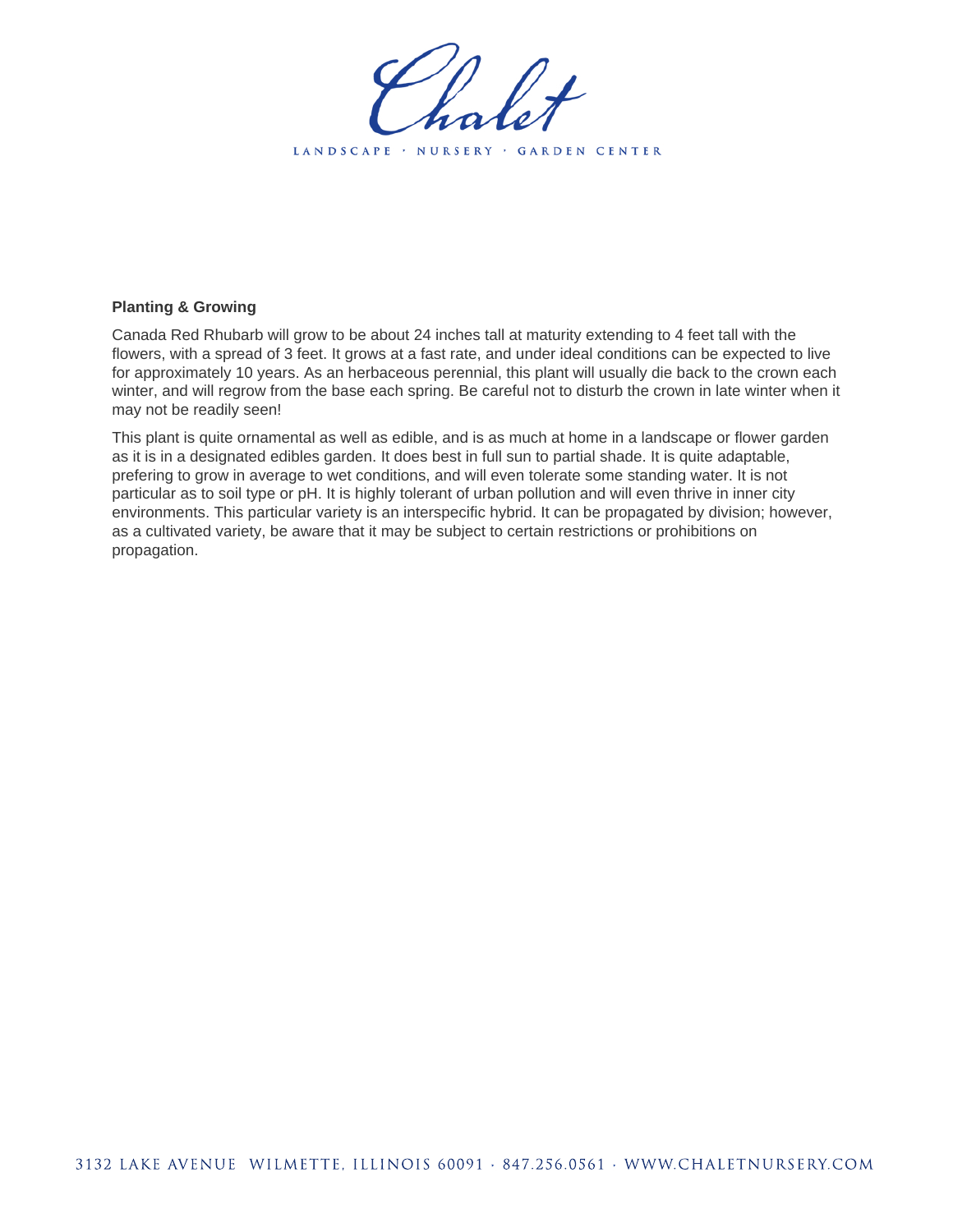### Planting & Growing

Canada Red Rhubarb will grow to be about 24 inches tall at maturity extending to 4 feet tall with the flowers, with a spread of 3 feet. It grows at a fast rate, and under ideal conditions can be expected to live for approximately 10 years. As an herbaceous perennial, this plant will usually die back to the crown each winter, and will regrow from the base each spring. Be careful not to disturb the crown in late winter when it may not be readily seen!

This plant is quite ornamental as well as edible, and is as much at home in a landscape or flower garden as it is in a designated edibles garden. It does best in full sun to partial shade. It is quite adaptable, prefering to grow in average to wet conditions, and will even tolerate some standing water. It is not particular as to soil type or pH. It is highly tolerant of urban pollution and will even thrive in inner city environments. This particular variety is an interspecific hybrid. It can be propagated by division; however, as a cultivated variety, be aware that it may be subject to certain restrictions or prohibitions on propagation.